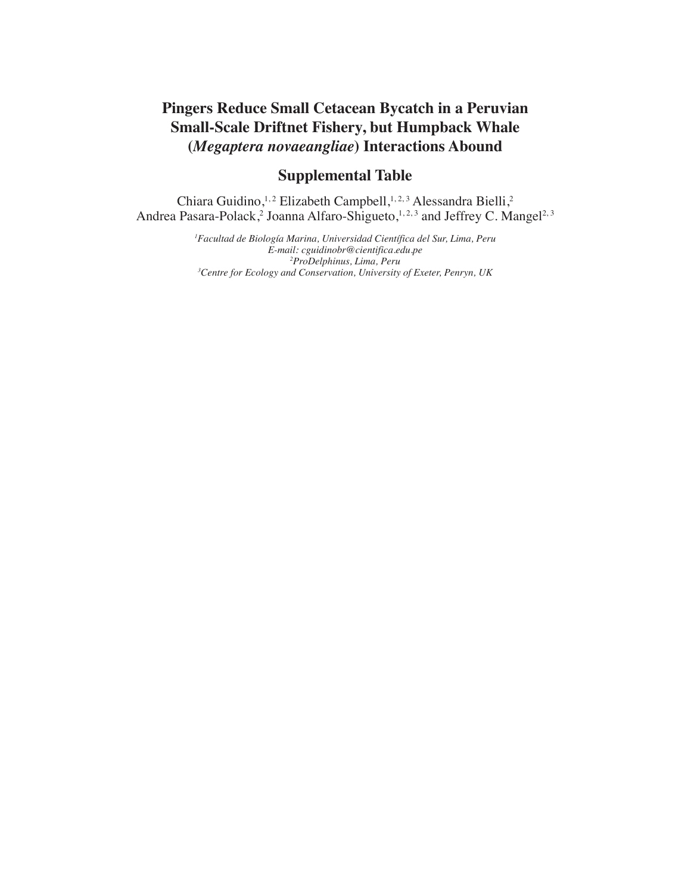# Pingers Reduce Small Cetacean Bycatch in a Peruvian Small-Scale Driftnet Fishery, but Humpback Whale (*Megaptera novaeangliae*) Interactions Abound

## Supplemental Table

Chiara Guidino,[1,2] Elizabeth Campbell,[1,2,3] Alessandra Bielli,[2] Andrea Pasara-Polack,[2] Joanna Alfaro-Shigueto,[1,2,3] and Jeffrey C. Mangel[2,3]

*[1]Facultad de Biología Marina, Universidad Científica del Sur, Lima, Peru*
*E-mail: cguidinobr@cientifica.edu.pe*
*[2]ProDelphinus, Lima, Peru*
*[3]Centre for Ecology and Conservation, University of Exeter, Penryn, UK*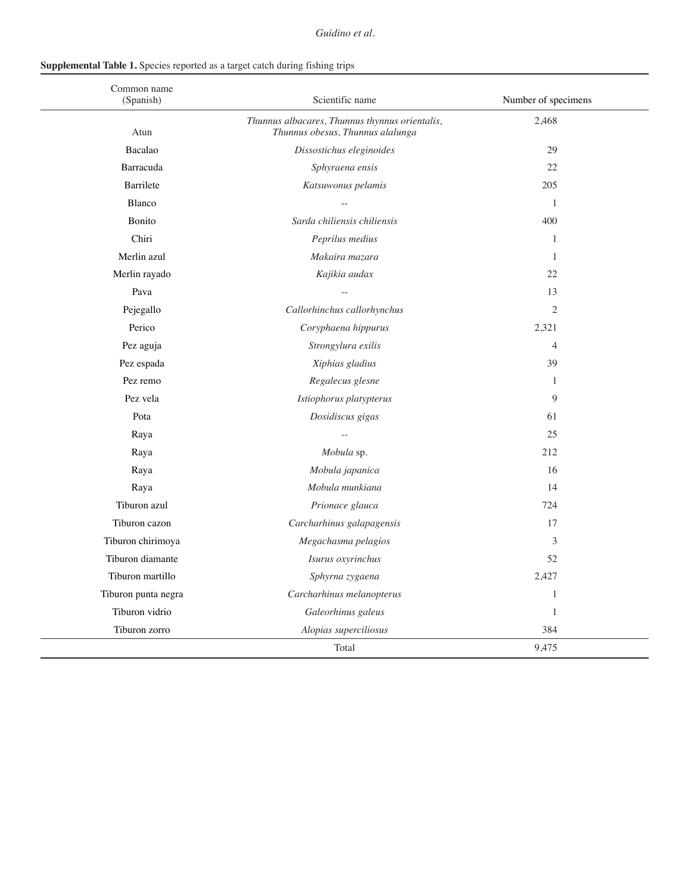**Supplemental Table 1.** Species reported as a target catch during fishing trips

| Common name (Spanish) | Scientific name | Number of specimens |
|---|---|---|
| Atun | *Thunnus albacares, Thunnus thynnus orientalis, Thunnus obesus, Thunnus alalunga* | 2,468 |
| Bacalao | *Dissostichus eleginoides* | 29 |
| Barracuda | *Sphyraena ensis* | 22 |
| Barrilete | *Katsuwonus pelamis* | 205 |
| Blanco | -- | 1 |
| Bonito | *Sarda chiliensis chiliensis* | 400 |
| Chiri | *Peprilus medius* | 1 |
| Merlin azul | *Makaira mazara* | 1 |
| Merlin rayado | *Kajikia audax* | 22 |
| Pava | -- | 13 |
| Pejegallo | *Callorhinchus callorhynchus* | 2 |
| Perico | *Coryphaena hippurus* | 2,321 |
| Pez aguja | *Strongylura exilis* | 4 |
| Pez espada | *Xiphias gladius* | 39 |
| Pez remo | *Regalecus glesne* | 1 |
| Pez vela | *Istiophorus platypterus* | 9 |
| Pota | *Dosidiscus gigas* | 61 |
| Raya | -- | 25 |
| Raya | *Mobula* sp. | 212 |
| Raya | *Mobula japanica* | 16 |
| Raya | *Mobula munkiana* | 14 |
| Tiburon azul | *Prionace glauca* | 724 |
| Tiburon cazon | *Carcharhinus galapagensis* | 17 |
| Tiburon chirimoya | *Megachasma pelagios* | 3 |
| Tiburon diamante | *Isurus oxyrinchus* | 52 |
| Tiburon martillo | *Sphyrna zygaena* | 2,427 |
| Tiburon punta negra | *Carcharhinus melanopterus* | 1 |
| Tiburon vidrio | *Galeorhinus galeus* | 1 |
| Tiburon zorro | *Alopias superciliosus* | 384 |
| | Total | 9,475 |